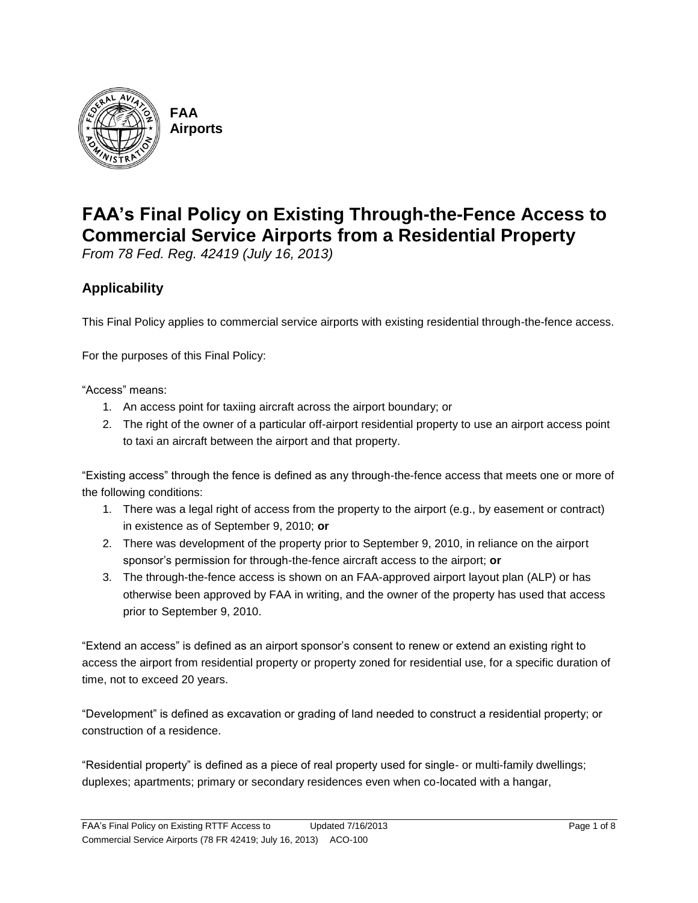**FAA Airports**

# FAA's Final Policy on Existing Through-the-Fence Access to Commercial Service Airports from a Residential Property

*From 78 Fed. Reg. 42419 (July 16, 2013)*

## Applicability

This Final Policy applies to commercial service airports with existing residential through-the-fence access.

For the purposes of this Final Policy:

"Access" means:

1. An access point for taxiing aircraft across the airport boundary; or
2. The right of the owner of a particular off-airport residential property to use an airport access point to taxi an aircraft between the airport and that property.

"Existing access" through the fence is defined as any through-the-fence access that meets one or more of the following conditions:

1. There was a legal right of access from the property to the airport (e.g., by easement or contract) in existence as of September 9, 2010; **or**
2. There was development of the property prior to September 9, 2010, in reliance on the airport sponsor's permission for through-the-fence aircraft access to the airport; **or**
3. The through-the-fence access is shown on an FAA-approved airport layout plan (ALP) or has otherwise been approved by FAA in writing, and the owner of the property has used that access prior to September 9, 2010.

"Extend an access" is defined as an airport sponsor's consent to renew or extend an existing right to access the airport from residential property or property zoned for residential use, for a specific duration of time, not to exceed 20 years.

"Development" is defined as excavation or grading of land needed to construct a residential property; or construction of a residence.

"Residential property" is defined as a piece of real property used for single- or multi-family dwellings; duplexes; apartments; primary or secondary residences even when co-located with a hangar,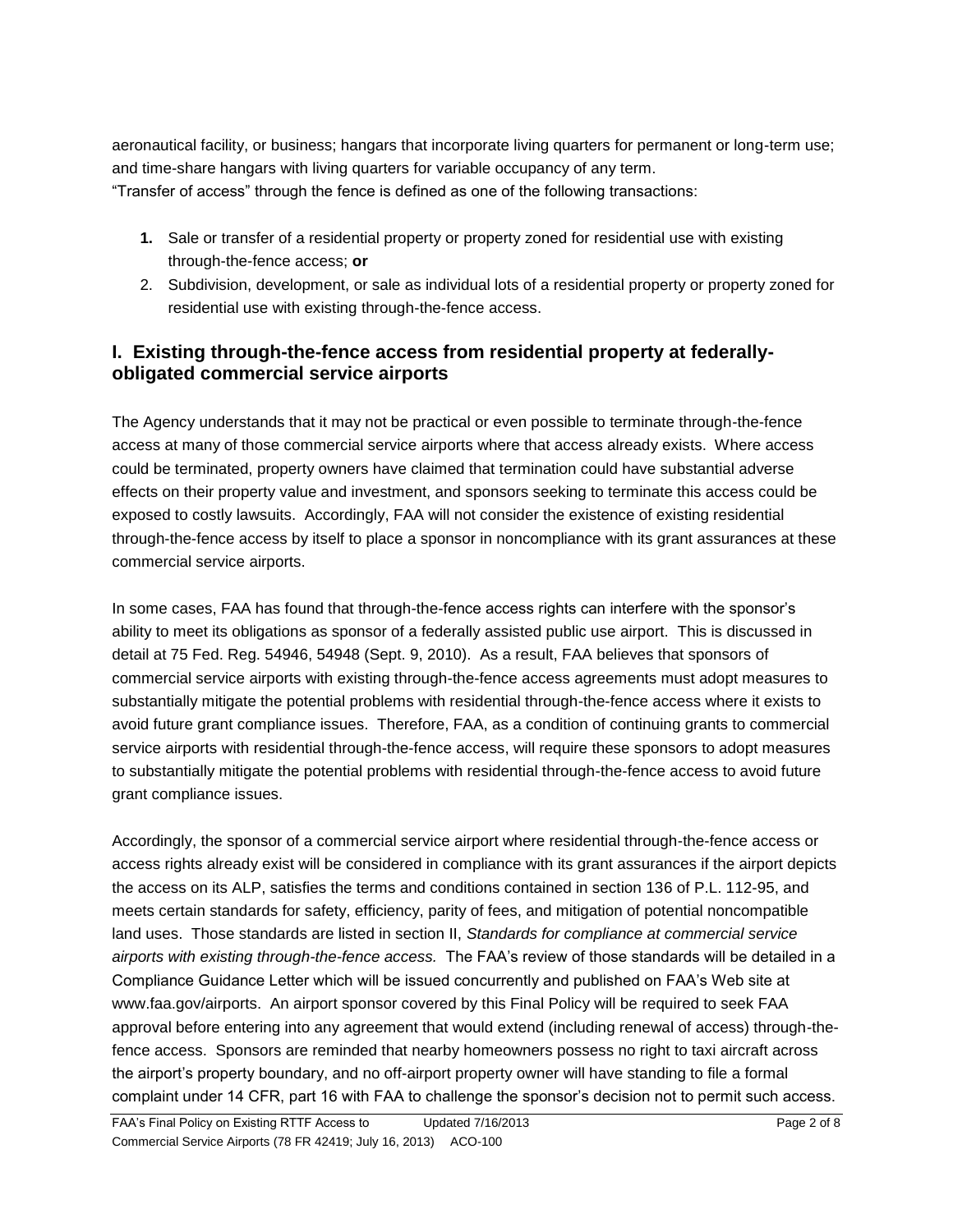aeronautical facility, or business; hangars that incorporate living quarters for permanent or long-term use; and time-share hangars with living quarters for variable occupancy of any term.

"Transfer of access" through the fence is defined as one of the following transactions:

1. Sale or transfer of a residential property or property zoned for residential use with existing through-the-fence access; **or**
2. Subdivision, development, or sale as individual lots of a residential property or property zoned for residential use with existing through-the-fence access.

## I. Existing through-the-fence access from residential property at federally-obligated commercial service airports

The Agency understands that it may not be practical or even possible to terminate through-the-fence access at many of those commercial service airports where that access already exists. Where access could be terminated, property owners have claimed that termination could have substantial adverse effects on their property value and investment, and sponsors seeking to terminate this access could be exposed to costly lawsuits. Accordingly, FAA will not consider the existence of existing residential through-the-fence access by itself to place a sponsor in noncompliance with its grant assurances at these commercial service airports.

In some cases, FAA has found that through-the-fence access rights can interfere with the sponsor's ability to meet its obligations as sponsor of a federally assisted public use airport. This is discussed in detail at 75 Fed. Reg. 54946, 54948 (Sept. 9, 2010). As a result, FAA believes that sponsors of commercial service airports with existing through-the-fence access agreements must adopt measures to substantially mitigate the potential problems with residential through-the-fence access where it exists to avoid future grant compliance issues. Therefore, FAA, as a condition of continuing grants to commercial service airports with residential through-the-fence access, will require these sponsors to adopt measures to substantially mitigate the potential problems with residential through-the-fence access to avoid future grant compliance issues.

Accordingly, the sponsor of a commercial service airport where residential through-the-fence access or access rights already exist will be considered in compliance with its grant assurances if the airport depicts the access on its ALP, satisfies the terms and conditions contained in section 136 of P.L. 112-95, and meets certain standards for safety, efficiency, parity of fees, and mitigation of potential noncompatible land uses. Those standards are listed in section II, *Standards for compliance at commercial service airports with existing through-the-fence access.* The FAA's review of those standards will be detailed in a Compliance Guidance Letter which will be issued concurrently and published on FAA's Web site at www.faa.gov/airports. An airport sponsor covered by this Final Policy will be required to seek FAA approval before entering into any agreement that would extend (including renewal of access) through-the-fence access. Sponsors are reminded that nearby homeowners possess no right to taxi aircraft across the airport's property boundary, and no off-airport property owner will have standing to file a formal complaint under 14 CFR, part 16 with FAA to challenge the sponsor's decision not to permit such access.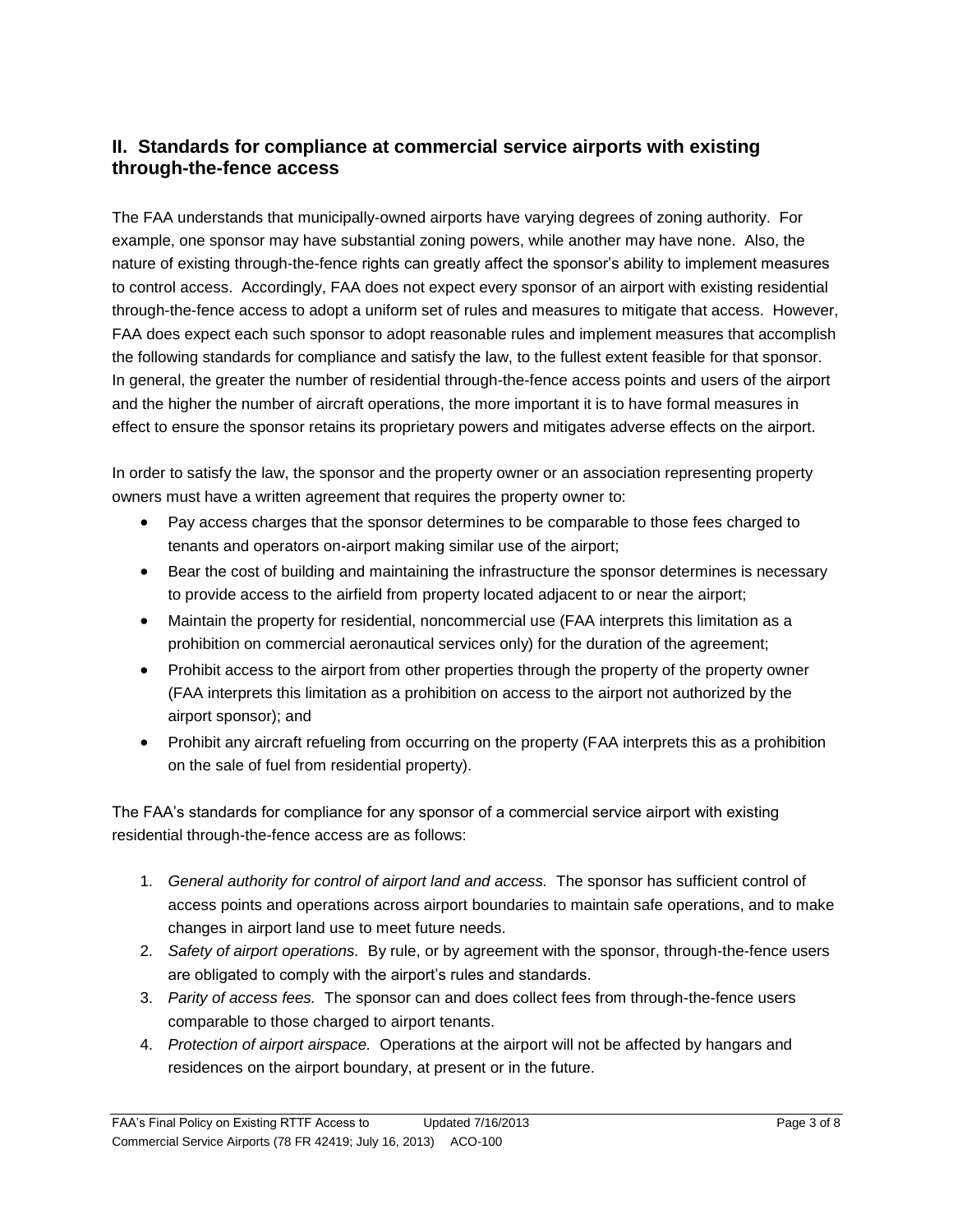## II. Standards for compliance at commercial service airports with existing through-the-fence access

The FAA understands that municipally-owned airports have varying degrees of zoning authority. For example, one sponsor may have substantial zoning powers, while another may have none. Also, the nature of existing through-the-fence rights can greatly affect the sponsor's ability to implement measures to control access. Accordingly, FAA does not expect every sponsor of an airport with existing residential through-the-fence access to adopt a uniform set of rules and measures to mitigate that access. However, FAA does expect each such sponsor to adopt reasonable rules and implement measures that accomplish the following standards for compliance and satisfy the law, to the fullest extent feasible for that sponsor. In general, the greater the number of residential through-the-fence access points and users of the airport and the higher the number of aircraft operations, the more important it is to have formal measures in effect to ensure the sponsor retains its proprietary powers and mitigates adverse effects on the airport.

In order to satisfy the law, the sponsor and the property owner or an association representing property owners must have a written agreement that requires the property owner to:

- Pay access charges that the sponsor determines to be comparable to those fees charged to tenants and operators on-airport making similar use of the airport;
- Bear the cost of building and maintaining the infrastructure the sponsor determines is necessary to provide access to the airfield from property located adjacent to or near the airport;
- Maintain the property for residential, noncommercial use (FAA interprets this limitation as a prohibition on commercial aeronautical services only) for the duration of the agreement;
- Prohibit access to the airport from other properties through the property of the property owner (FAA interprets this limitation as a prohibition on access to the airport not authorized by the airport sponsor); and
- Prohibit any aircraft refueling from occurring on the property (FAA interprets this as a prohibition on the sale of fuel from residential property).

The FAA's standards for compliance for any sponsor of a commercial service airport with existing residential through-the-fence access are as follows:

1. *General authority for control of airport land and access.* The sponsor has sufficient control of access points and operations across airport boundaries to maintain safe operations, and to make changes in airport land use to meet future needs.
2. *Safety of airport operations.* By rule, or by agreement with the sponsor, through-the-fence users are obligated to comply with the airport's rules and standards.
3. *Parity of access fees.* The sponsor can and does collect fees from through-the-fence users comparable to those charged to airport tenants.
4. *Protection of airport airspace.* Operations at the airport will not be affected by hangars and residences on the airport boundary, at present or in the future.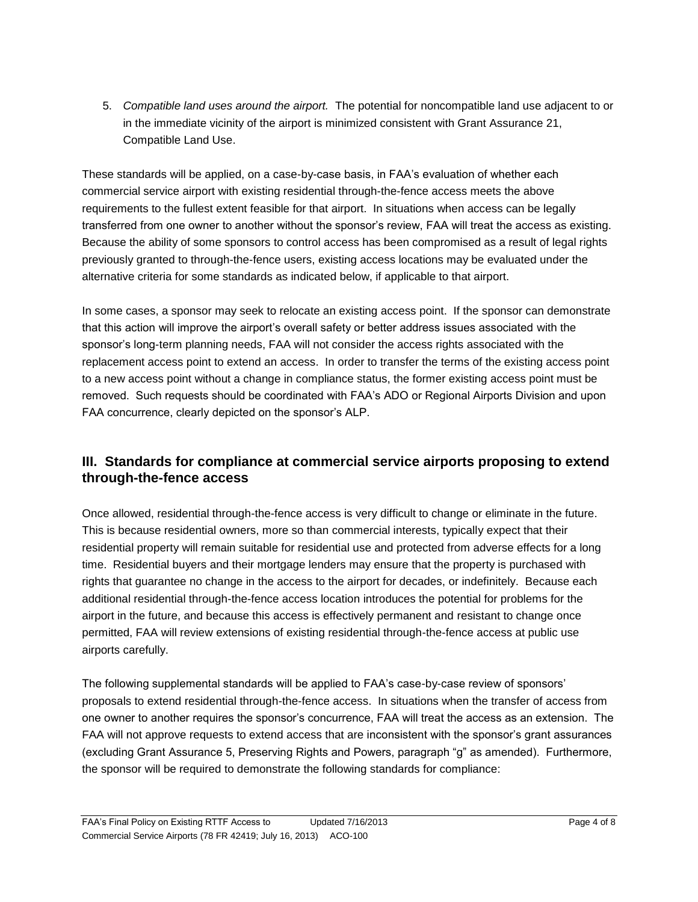5. *Compatible land uses around the airport.* The potential for noncompatible land use adjacent to or in the immediate vicinity of the airport is minimized consistent with Grant Assurance 21, Compatible Land Use.

These standards will be applied, on a case-by-case basis, in FAA's evaluation of whether each commercial service airport with existing residential through-the-fence access meets the above requirements to the fullest extent feasible for that airport. In situations when access can be legally transferred from one owner to another without the sponsor's review, FAA will treat the access as existing. Because the ability of some sponsors to control access has been compromised as a result of legal rights previously granted to through-the-fence users, existing access locations may be evaluated under the alternative criteria for some standards as indicated below, if applicable to that airport.

In some cases, a sponsor may seek to relocate an existing access point. If the sponsor can demonstrate that this action will improve the airport's overall safety or better address issues associated with the sponsor's long-term planning needs, FAA will not consider the access rights associated with the replacement access point to extend an access. In order to transfer the terms of the existing access point to a new access point without a change in compliance status, the former existing access point must be removed. Such requests should be coordinated with FAA's ADO or Regional Airports Division and upon FAA concurrence, clearly depicted on the sponsor's ALP.

## III. Standards for compliance at commercial service airports proposing to extend through-the-fence access

Once allowed, residential through-the-fence access is very difficult to change or eliminate in the future. This is because residential owners, more so than commercial interests, typically expect that their residential property will remain suitable for residential use and protected from adverse effects for a long time. Residential buyers and their mortgage lenders may ensure that the property is purchased with rights that guarantee no change in the access to the airport for decades, or indefinitely. Because each additional residential through-the-fence access location introduces the potential for problems for the airport in the future, and because this access is effectively permanent and resistant to change once permitted, FAA will review extensions of existing residential through-the-fence access at public use airports carefully.

The following supplemental standards will be applied to FAA's case-by-case review of sponsors' proposals to extend residential through-the-fence access. In situations when the transfer of access from one owner to another requires the sponsor's concurrence, FAA will treat the access as an extension. The FAA will not approve requests to extend access that are inconsistent with the sponsor's grant assurances (excluding Grant Assurance 5, Preserving Rights and Powers, paragraph "g" as amended). Furthermore, the sponsor will be required to demonstrate the following standards for compliance: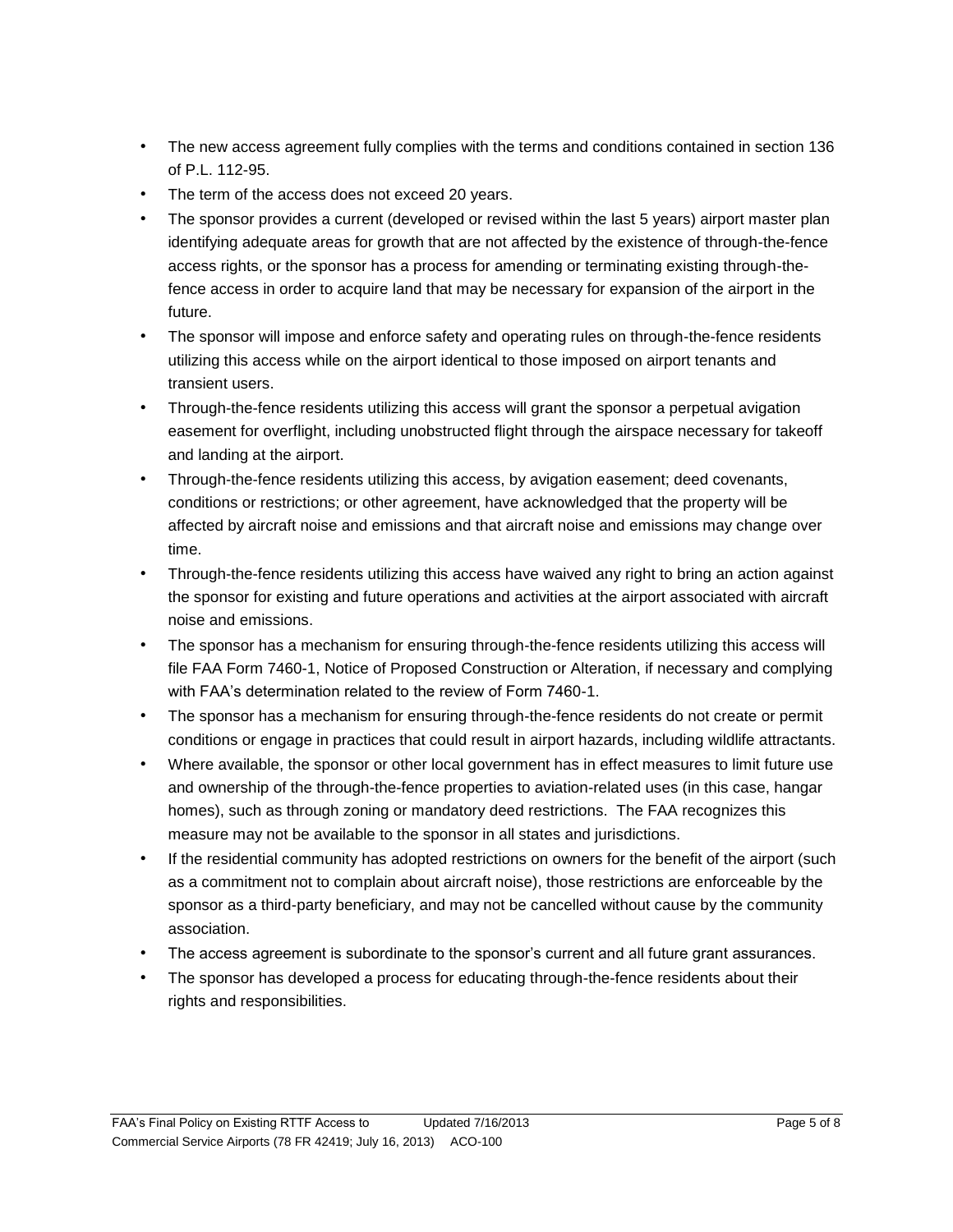- The new access agreement fully complies with the terms and conditions contained in section 136 of P.L. 112-95.
- The term of the access does not exceed 20 years.
- The sponsor provides a current (developed or revised within the last 5 years) airport master plan identifying adequate areas for growth that are not affected by the existence of through-the-fence access rights, or the sponsor has a process for amending or terminating existing through-the-fence access in order to acquire land that may be necessary for expansion of the airport in the future.
- The sponsor will impose and enforce safety and operating rules on through-the-fence residents utilizing this access while on the airport identical to those imposed on airport tenants and transient users.
- Through-the-fence residents utilizing this access will grant the sponsor a perpetual avigation easement for overflight, including unobstructed flight through the airspace necessary for takeoff and landing at the airport.
- Through-the-fence residents utilizing this access, by avigation easement; deed covenants, conditions or restrictions; or other agreement, have acknowledged that the property will be affected by aircraft noise and emissions and that aircraft noise and emissions may change over time.
- Through-the-fence residents utilizing this access have waived any right to bring an action against the sponsor for existing and future operations and activities at the airport associated with aircraft noise and emissions.
- The sponsor has a mechanism for ensuring through-the-fence residents utilizing this access will file FAA Form 7460-1, Notice of Proposed Construction or Alteration, if necessary and complying with FAA's determination related to the review of Form 7460-1.
- The sponsor has a mechanism for ensuring through-the-fence residents do not create or permit conditions or engage in practices that could result in airport hazards, including wildlife attractants.
- Where available, the sponsor or other local government has in effect measures to limit future use and ownership of the through-the-fence properties to aviation-related uses (in this case, hangar homes), such as through zoning or mandatory deed restrictions. The FAA recognizes this measure may not be available to the sponsor in all states and jurisdictions.
- If the residential community has adopted restrictions on owners for the benefit of the airport (such as a commitment not to complain about aircraft noise), those restrictions are enforceable by the sponsor as a third-party beneficiary, and may not be cancelled without cause by the community association.
- The access agreement is subordinate to the sponsor's current and all future grant assurances.
- The sponsor has developed a process for educating through-the-fence residents about their rights and responsibilities.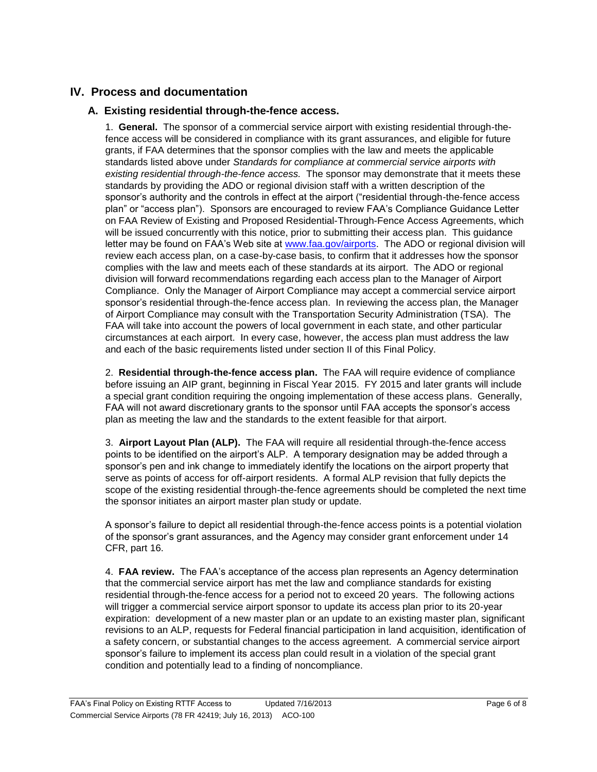## IV. Process and documentation

### A. Existing residential through-the-fence access.

1. **General.** The sponsor of a commercial service airport with existing residential through-the-fence access will be considered in compliance with its grant assurances, and eligible for future grants, if FAA determines that the sponsor complies with the law and meets the applicable standards listed above under *Standards for compliance at commercial service airports with existing residential through-the-fence access.* The sponsor may demonstrate that it meets these standards by providing the ADO or regional division staff with a written description of the sponsor's authority and the controls in effect at the airport ("residential through-the-fence access plan" or "access plan"). Sponsors are encouraged to review FAA's Compliance Guidance Letter on FAA Review of Existing and Proposed Residential-Through-Fence Access Agreements, which will be issued concurrently with this notice, prior to submitting their access plan. This guidance letter may be found on FAA's Web site at [www.faa.gov/airports](www.faa.gov/airports). The ADO or regional division will review each access plan, on a case-by-case basis, to confirm that it addresses how the sponsor complies with the law and meets each of these standards at its airport. The ADO or regional division will forward recommendations regarding each access plan to the Manager of Airport Compliance. Only the Manager of Airport Compliance may accept a commercial service airport sponsor's residential through-the-fence access plan. In reviewing the access plan, the Manager of Airport Compliance may consult with the Transportation Security Administration (TSA). The FAA will take into account the powers of local government in each state, and other particular circumstances at each airport. In every case, however, the access plan must address the law and each of the basic requirements listed under section II of this Final Policy.

2. **Residential through-the-fence access plan.** The FAA will require evidence of compliance before issuing an AIP grant, beginning in Fiscal Year 2015. FY 2015 and later grants will include a special grant condition requiring the ongoing implementation of these access plans. Generally, FAA will not award discretionary grants to the sponsor until FAA accepts the sponsor's access plan as meeting the law and the standards to the extent feasible for that airport.

3. **Airport Layout Plan (ALP).** The FAA will require all residential through-the-fence access points to be identified on the airport's ALP. A temporary designation may be added through a sponsor's pen and ink change to immediately identify the locations on the airport property that serve as points of access for off-airport residents. A formal ALP revision that fully depicts the scope of the existing residential through-the-fence agreements should be completed the next time the sponsor initiates an airport master plan study or update.

A sponsor's failure to depict all residential through-the-fence access points is a potential violation of the sponsor's grant assurances, and the Agency may consider grant enforcement under 14 CFR, part 16.

4. **FAA review.** The FAA's acceptance of the access plan represents an Agency determination that the commercial service airport has met the law and compliance standards for existing residential through-the-fence access for a period not to exceed 20 years. The following actions will trigger a commercial service airport sponsor to update its access plan prior to its 20-year expiration: development of a new master plan or an update to an existing master plan, significant revisions to an ALP, requests for Federal financial participation in land acquisition, identification of a safety concern, or substantial changes to the access agreement. A commercial service airport sponsor's failure to implement its access plan could result in a violation of the special grant condition and potentially lead to a finding of noncompliance.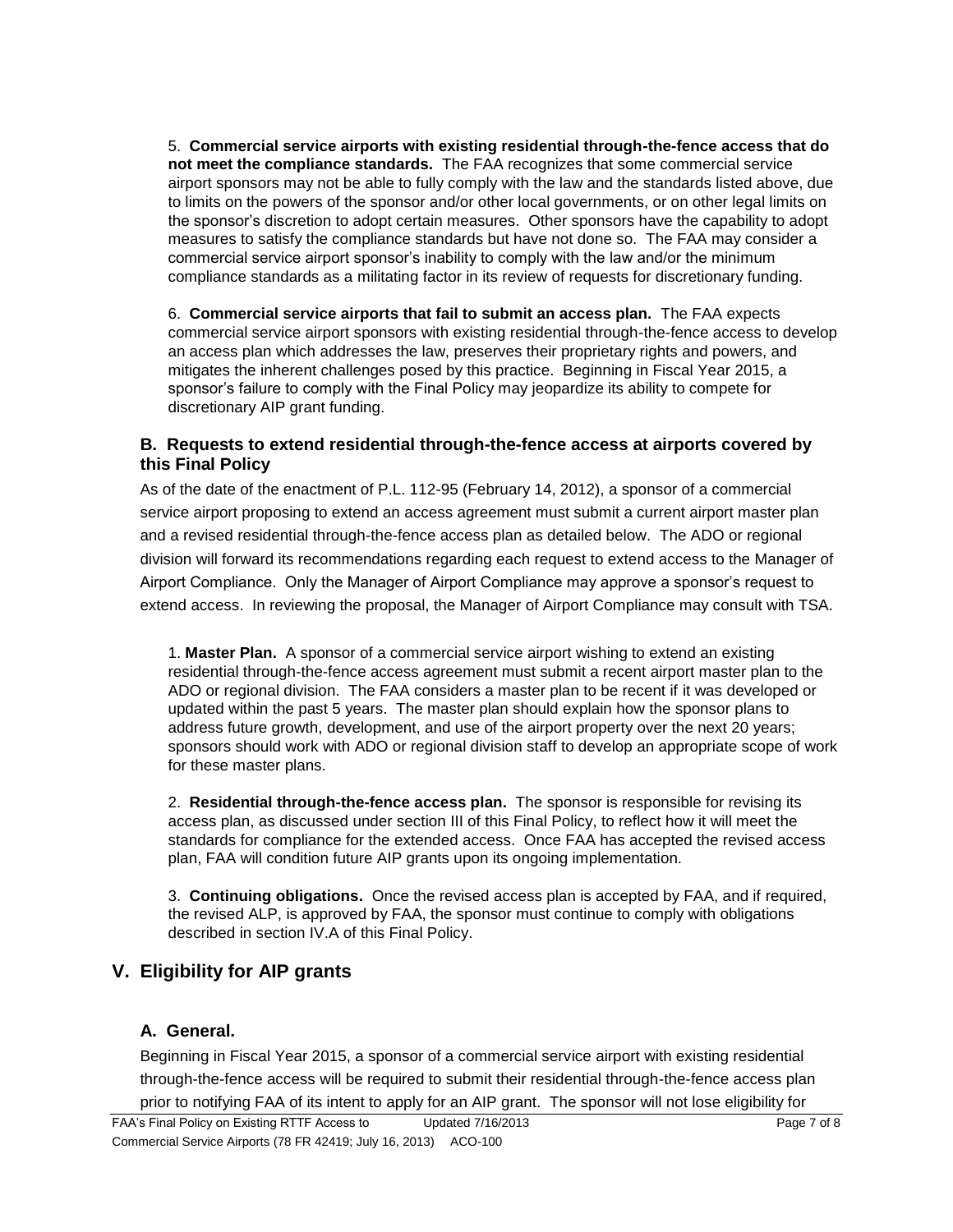5. **Commercial service airports with existing residential through-the-fence access that do not meet the compliance standards.** The FAA recognizes that some commercial service airport sponsors may not be able to fully comply with the law and the standards listed above, due to limits on the powers of the sponsor and/or other local governments, or on other legal limits on the sponsor's discretion to adopt certain measures. Other sponsors have the capability to adopt measures to satisfy the compliance standards but have not done so. The FAA may consider a commercial service airport sponsor's inability to comply with the law and/or the minimum compliance standards as a militating factor in its review of requests for discretionary funding.

6. **Commercial service airports that fail to submit an access plan.** The FAA expects commercial service airport sponsors with existing residential through-the-fence access to develop an access plan which addresses the law, preserves their proprietary rights and powers, and mitigates the inherent challenges posed by this practice. Beginning in Fiscal Year 2015, a sponsor's failure to comply with the Final Policy may jeopardize its ability to compete for discretionary AIP grant funding.

### B. Requests to extend residential through-the-fence access at airports covered by this Final Policy

As of the date of the enactment of P.L. 112-95 (February 14, 2012), a sponsor of a commercial service airport proposing to extend an access agreement must submit a current airport master plan and a revised residential through-the-fence access plan as detailed below. The ADO or regional division will forward its recommendations regarding each request to extend access to the Manager of Airport Compliance. Only the Manager of Airport Compliance may approve a sponsor's request to extend access. In reviewing the proposal, the Manager of Airport Compliance may consult with TSA.

1. **Master Plan.** A sponsor of a commercial service airport wishing to extend an existing residential through-the-fence access agreement must submit a recent airport master plan to the ADO or regional division. The FAA considers a master plan to be recent if it was developed or updated within the past 5 years. The master plan should explain how the sponsor plans to address future growth, development, and use of the airport property over the next 20 years; sponsors should work with ADO or regional division staff to develop an appropriate scope of work for these master plans.

2. **Residential through-the-fence access plan.** The sponsor is responsible for revising its access plan, as discussed under section III of this Final Policy, to reflect how it will meet the standards for compliance for the extended access. Once FAA has accepted the revised access plan, FAA will condition future AIP grants upon its ongoing implementation.

3. **Continuing obligations.** Once the revised access plan is accepted by FAA, and if required, the revised ALP, is approved by FAA, the sponsor must continue to comply with obligations described in section IV.A of this Final Policy.

## V. Eligibility for AIP grants

### A. General.

Beginning in Fiscal Year 2015, a sponsor of a commercial service airport with existing residential through-the-fence access will be required to submit their residential through-the-fence access plan prior to notifying FAA of its intent to apply for an AIP grant. The sponsor will not lose eligibility for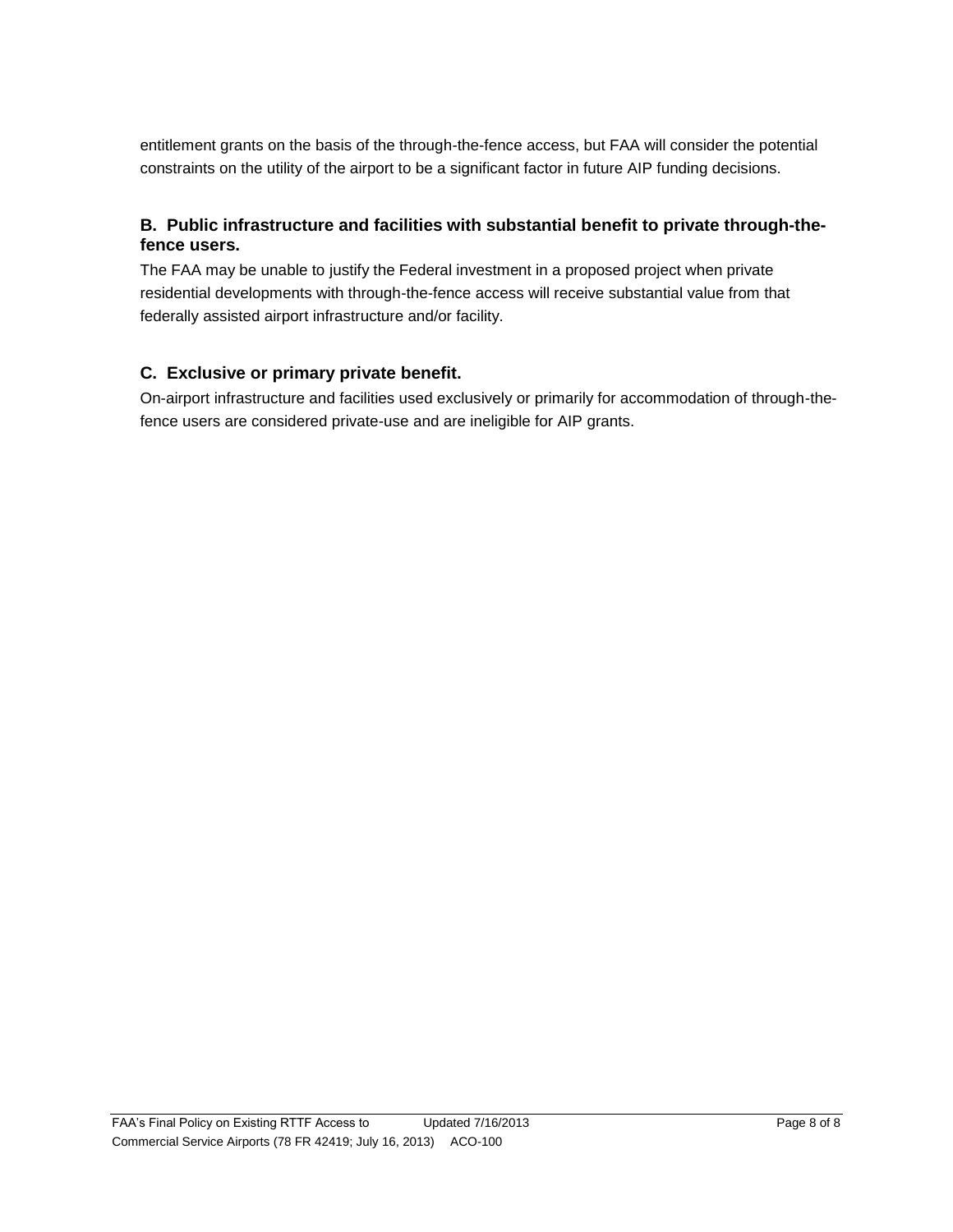entitlement grants on the basis of the through-the-fence access, but FAA will consider the potential constraints on the utility of the airport to be a significant factor in future AIP funding decisions.

### B. Public infrastructure and facilities with substantial benefit to private through-the-fence users.

The FAA may be unable to justify the Federal investment in a proposed project when private residential developments with through-the-fence access will receive substantial value from that federally assisted airport infrastructure and/or facility.

### C. Exclusive or primary private benefit.

On-airport infrastructure and facilities used exclusively or primarily for accommodation of through-the-fence users are considered private-use and are ineligible for AIP grants.